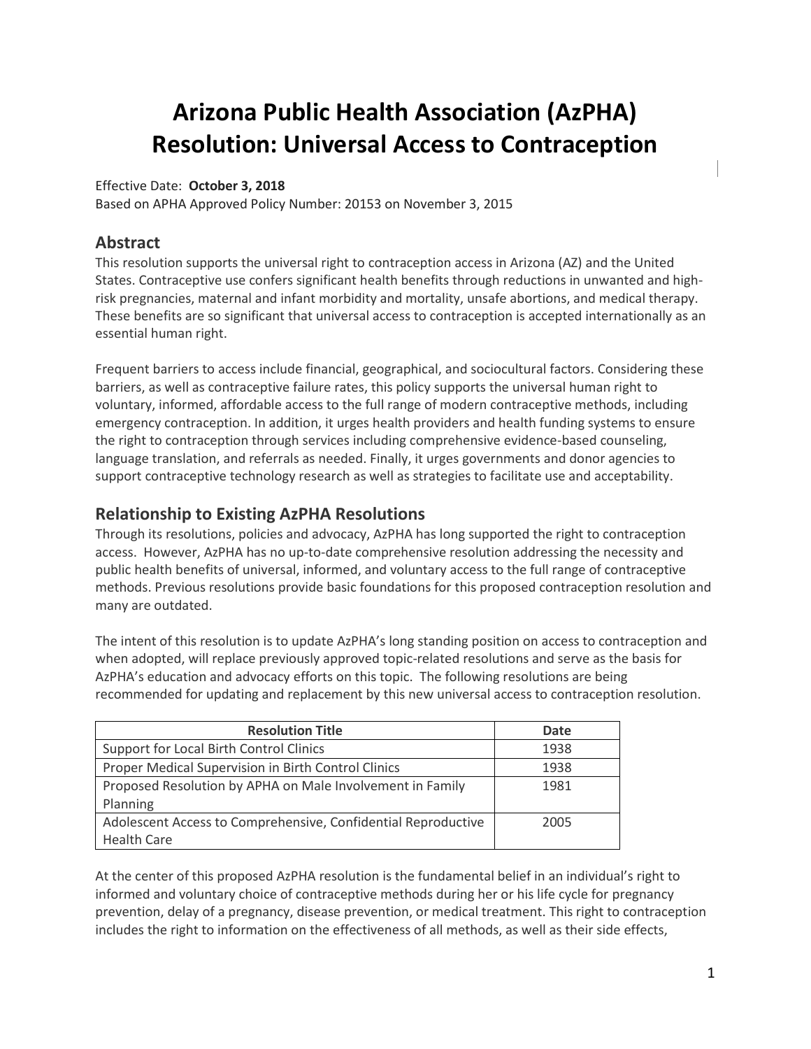# Arizona Public Health Association (AzPHA) Resolution: Universal Access to Contraception

Effective Date: **October 3, 2018**

Based on APHA Approved Policy Number: 20153 on November 3, 2015

## Abstract

This resolution supports the universal right to contraception access in Arizona (AZ) and the United States. Contraceptive use confers significant health benefits through reductions in unwanted and high-risk pregnancies, maternal and infant morbidity and mortality, unsafe abortions, and medical therapy. These benefits are so significant that universal access to contraception is accepted internationally as an essential human right.

Frequent barriers to access include financial, geographical, and sociocultural factors. Considering these barriers, as well as contraceptive failure rates, this policy supports the universal human right to voluntary, informed, affordable access to the full range of modern contraceptive methods, including emergency contraception. In addition, it urges health providers and health funding systems to ensure the right to contraception through services including comprehensive evidence-based counseling, language translation, and referrals as needed. Finally, it urges governments and donor agencies to support contraceptive technology research as well as strategies to facilitate use and acceptability.

## Relationship to Existing AzPHA Resolutions

Through its resolutions, policies and advocacy, AzPHA has long supported the right to contraception access. However, AzPHA has no up-to-date comprehensive resolution addressing the necessity and public health benefits of universal, informed, and voluntary access to the full range of contraceptive methods. Previous resolutions provide basic foundations for this proposed contraception resolution and many are outdated.

The intent of this resolution is to update AzPHA's long standing position on access to contraception and when adopted, will replace previously approved topic-related resolutions and serve as the basis for AzPHA's education and advocacy efforts on this topic. The following resolutions are being recommended for updating and replacement by this new universal access to contraception resolution.

| Resolution Title | Date |
|---|---|
| Support for Local Birth Control Clinics | 1938 |
| Proper Medical Supervision in Birth Control Clinics | 1938 |
| Proposed Resolution by APHA on Male Involvement in Family Planning | 1981 |
| Adolescent Access to Comprehensive, Confidential Reproductive Health Care | 2005 |

At the center of this proposed AzPHA resolution is the fundamental belief in an individual's right to informed and voluntary choice of contraceptive methods during her or his life cycle for pregnancy prevention, delay of a pregnancy, disease prevention, or medical treatment. This right to contraception includes the right to information on the effectiveness of all methods, as well as their side effects,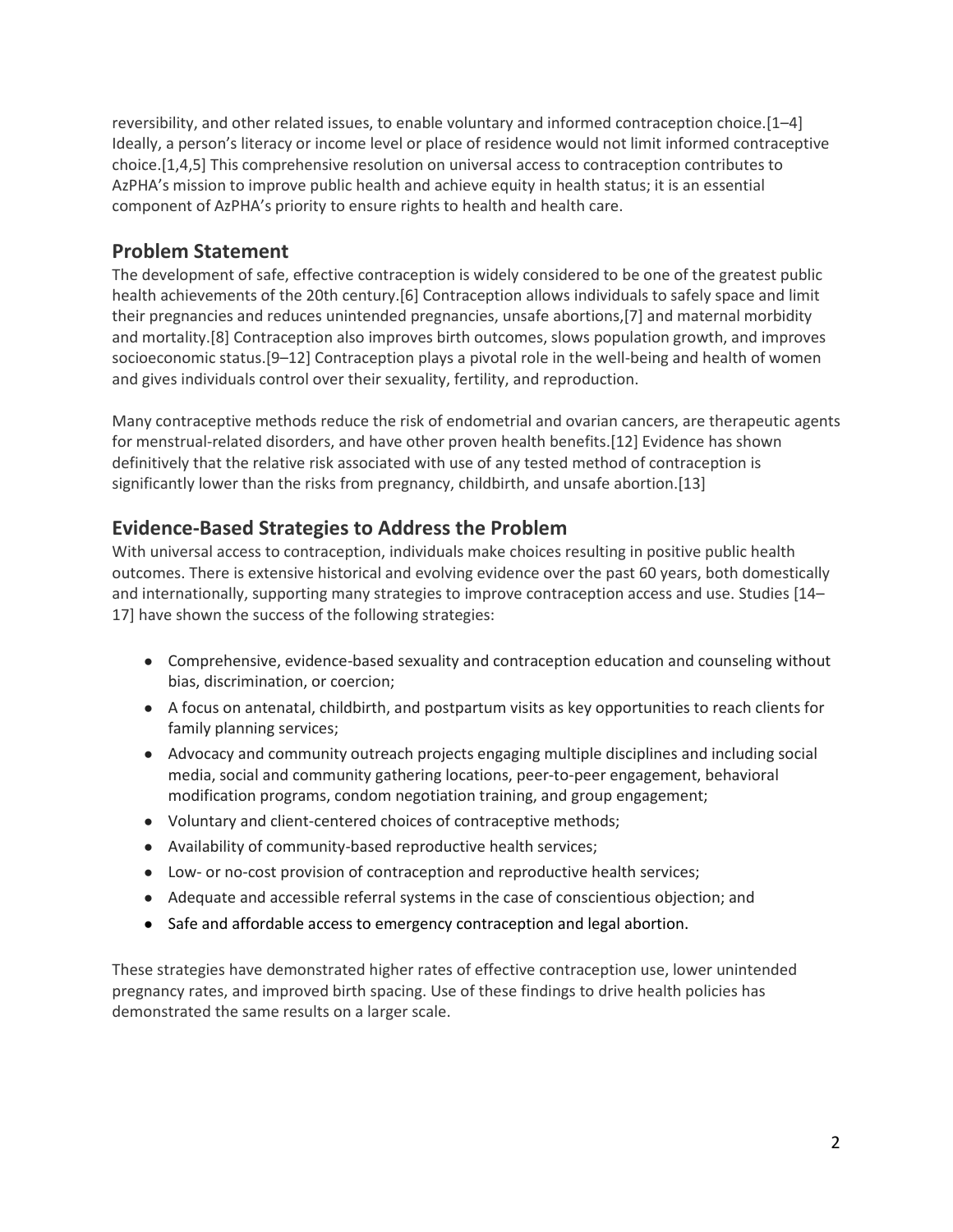reversibility, and other related issues, to enable voluntary and informed contraception choice.[1–4] Ideally, a person's literacy or income level or place of residence would not limit informed contraceptive choice.[1,4,5] This comprehensive resolution on universal access to contraception contributes to AzPHA's mission to improve public health and achieve equity in health status; it is an essential component of AzPHA's priority to ensure rights to health and health care.

## Problem Statement

The development of safe, effective contraception is widely considered to be one of the greatest public health achievements of the 20th century.[6] Contraception allows individuals to safely space and limit their pregnancies and reduces unintended pregnancies, unsafe abortions,[7] and maternal morbidity and mortality.[8] Contraception also improves birth outcomes, slows population growth, and improves socioeconomic status.[9–12] Contraception plays a pivotal role in the well-being and health of women and gives individuals control over their sexuality, fertility, and reproduction.

Many contraceptive methods reduce the risk of endometrial and ovarian cancers, are therapeutic agents for menstrual-related disorders, and have other proven health benefits.[12] Evidence has shown definitively that the relative risk associated with use of any tested method of contraception is significantly lower than the risks from pregnancy, childbirth, and unsafe abortion.[13]

## Evidence-Based Strategies to Address the Problem

With universal access to contraception, individuals make choices resulting in positive public health outcomes. There is extensive historical and evolving evidence over the past 60 years, both domestically and internationally, supporting many strategies to improve contraception access and use. Studies [14–17] have shown the success of the following strategies:

- Comprehensive, evidence-based sexuality and contraception education and counseling without bias, discrimination, or coercion;
- A focus on antenatal, childbirth, and postpartum visits as key opportunities to reach clients for family planning services;
- Advocacy and community outreach projects engaging multiple disciplines and including social media, social and community gathering locations, peer-to-peer engagement, behavioral modification programs, condom negotiation training, and group engagement;
- Voluntary and client-centered choices of contraceptive methods;
- Availability of community-based reproductive health services;
- Low- or no-cost provision of contraception and reproductive health services;
- Adequate and accessible referral systems in the case of conscientious objection; and
- Safe and affordable access to emergency contraception and legal abortion.

These strategies have demonstrated higher rates of effective contraception use, lower unintended pregnancy rates, and improved birth spacing. Use of these findings to drive health policies has demonstrated the same results on a larger scale.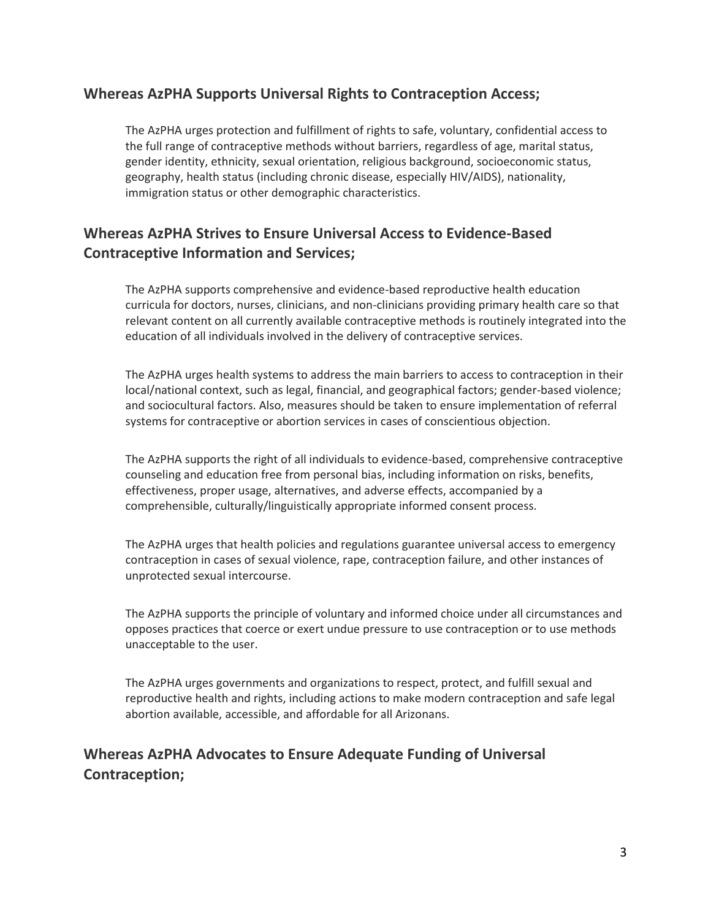## Whereas AzPHA Supports Universal Rights to Contraception Access;

The AzPHA urges protection and fulfillment of rights to safe, voluntary, confidential access to the full range of contraceptive methods without barriers, regardless of age, marital status, gender identity, ethnicity, sexual orientation, religious background, socioeconomic status, geography, health status (including chronic disease, especially HIV/AIDS), nationality, immigration status or other demographic characteristics.

## Whereas AzPHA Strives to Ensure Universal Access to Evidence-Based Contraceptive Information and Services;

The AzPHA supports comprehensive and evidence-based reproductive health education curricula for doctors, nurses, clinicians, and non-clinicians providing primary health care so that relevant content on all currently available contraceptive methods is routinely integrated into the education of all individuals involved in the delivery of contraceptive services.

The AzPHA urges health systems to address the main barriers to access to contraception in their local/national context, such as legal, financial, and geographical factors; gender-based violence; and sociocultural factors. Also, measures should be taken to ensure implementation of referral systems for contraceptive or abortion services in cases of conscientious objection.

The AzPHA supports the right of all individuals to evidence-based, comprehensive contraceptive counseling and education free from personal bias, including information on risks, benefits, effectiveness, proper usage, alternatives, and adverse effects, accompanied by a comprehensible, culturally/linguistically appropriate informed consent process.

The AzPHA urges that health policies and regulations guarantee universal access to emergency contraception in cases of sexual violence, rape, contraception failure, and other instances of unprotected sexual intercourse.

The AzPHA supports the principle of voluntary and informed choice under all circumstances and opposes practices that coerce or exert undue pressure to use contraception or to use methods unacceptable to the user.

The AzPHA urges governments and organizations to respect, protect, and fulfill sexual and reproductive health and rights, including actions to make modern contraception and safe legal abortion available, accessible, and affordable for all Arizonans.

## Whereas AzPHA Advocates to Ensure Adequate Funding of Universal Contraception;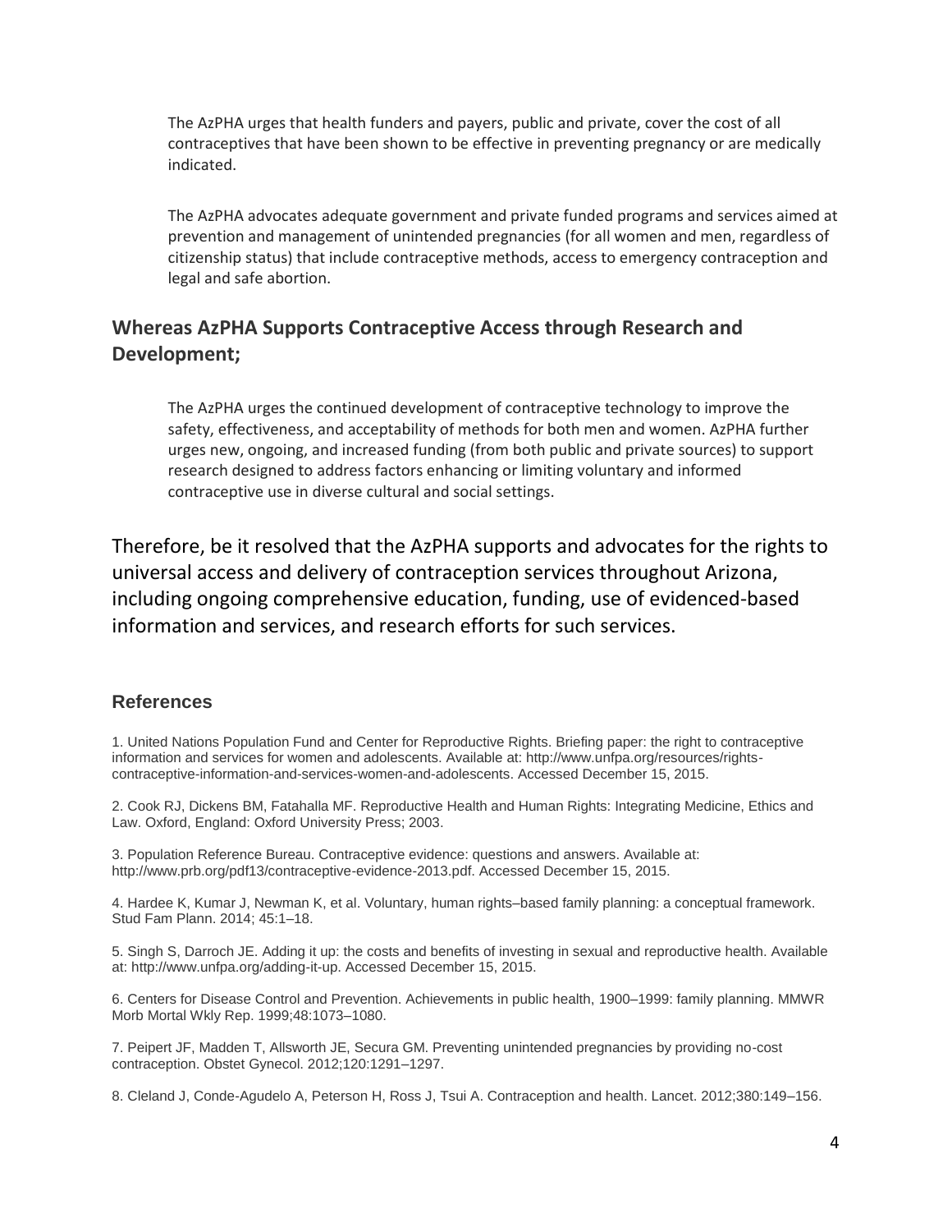The AzPHA urges that health funders and payers, public and private, cover the cost of all contraceptives that have been shown to be effective in preventing pregnancy or are medically indicated.

The AzPHA advocates adequate government and private funded programs and services aimed at prevention and management of unintended pregnancies (for all women and men, regardless of citizenship status) that include contraceptive methods, access to emergency contraception and legal and safe abortion.

## Whereas AzPHA Supports Contraceptive Access through Research and Development;

The AzPHA urges the continued development of contraceptive technology to improve the safety, effectiveness, and acceptability of methods for both men and women. AzPHA further urges new, ongoing, and increased funding (from both public and private sources) to support research designed to address factors enhancing or limiting voluntary and informed contraceptive use in diverse cultural and social settings.

Therefore, be it resolved that the AzPHA supports and advocates for the rights to universal access and delivery of contraception services throughout Arizona, including ongoing comprehensive education, funding, use of evidenced-based information and services, and research efforts for such services.

### References

1. United Nations Population Fund and Center for Reproductive Rights. Briefing paper: the right to contraceptive information and services for women and adolescents. Available at: http://www.unfpa.org/resources/rights-contraceptive-information-and-services-women-and-adolescents. Accessed December 15, 2015.

2. Cook RJ, Dickens BM, Fatahalla MF. Reproductive Health and Human Rights: Integrating Medicine, Ethics and Law. Oxford, England: Oxford University Press; 2003.

3. Population Reference Bureau. Contraceptive evidence: questions and answers. Available at: http://www.prb.org/pdf13/contraceptive-evidence-2013.pdf. Accessed December 15, 2015.

4. Hardee K, Kumar J, Newman K, et al. Voluntary, human rights–based family planning: a conceptual framework. Stud Fam Plann. 2014; 45:1–18.

5. Singh S, Darroch JE. Adding it up: the costs and benefits of investing in sexual and reproductive health. Available at: http://www.unfpa.org/adding-it-up. Accessed December 15, 2015.

6. Centers for Disease Control and Prevention. Achievements in public health, 1900–1999: family planning. MMWR Morb Mortal Wkly Rep. 1999;48:1073–1080.

7. Peipert JF, Madden T, Allsworth JE, Secura GM. Preventing unintended pregnancies by providing no-cost contraception. Obstet Gynecol. 2012;120:1291–1297.

8. Cleland J, Conde-Agudelo A, Peterson H, Ross J, Tsui A. Contraception and health. Lancet. 2012;380:149–156.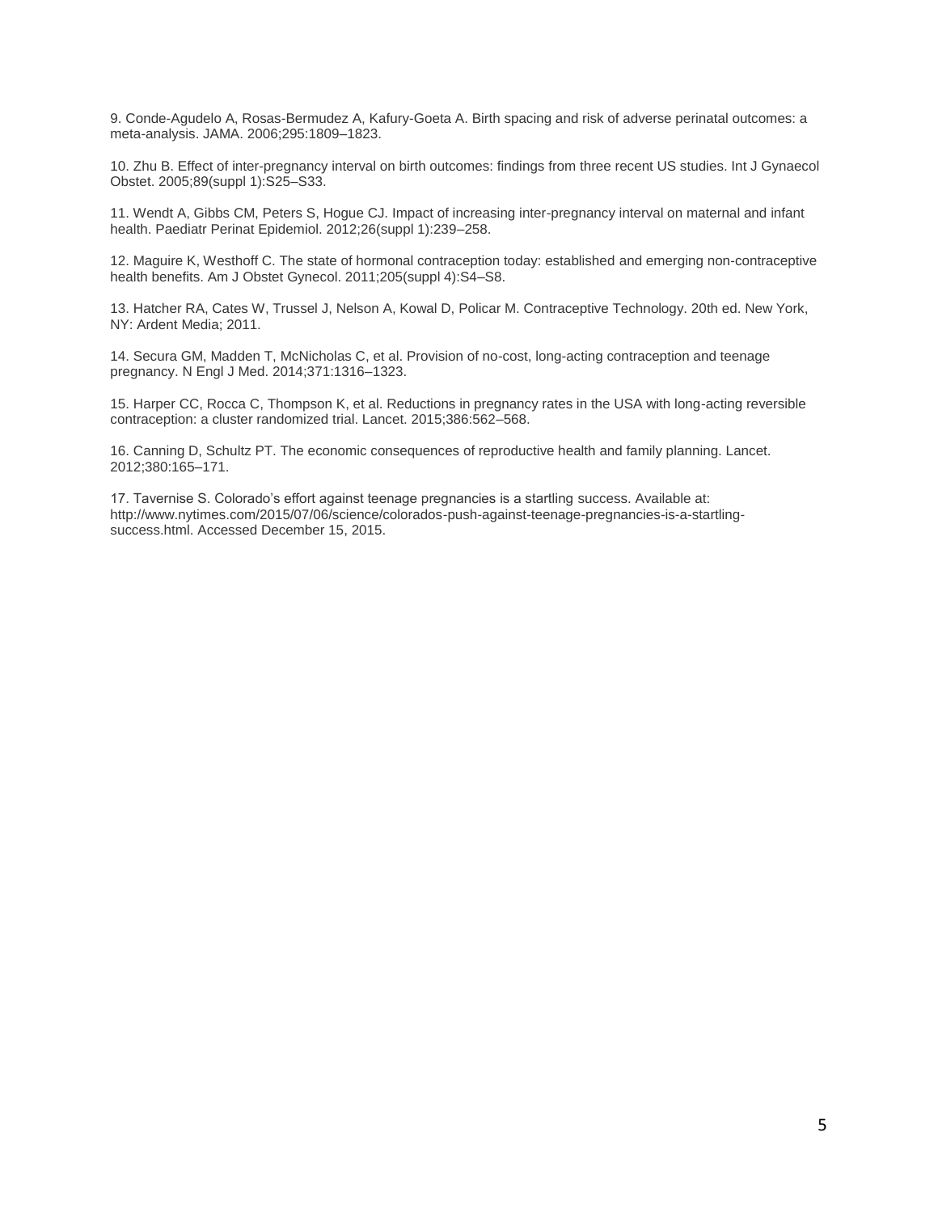9. Conde-Agudelo A, Rosas-Bermudez A, Kafury-Goeta A. Birth spacing and risk of adverse perinatal outcomes: a meta-analysis. JAMA. 2006;295:1809–1823.

10. Zhu B. Effect of inter-pregnancy interval on birth outcomes: findings from three recent US studies. Int J Gynaecol Obstet. 2005;89(suppl 1):S25–S33.

11. Wendt A, Gibbs CM, Peters S, Hogue CJ. Impact of increasing inter-pregnancy interval on maternal and infant health. Paediatr Perinat Epidemiol. 2012;26(suppl 1):239–258.

12. Maguire K, Westhoff C. The state of hormonal contraception today: established and emerging non-contraceptive health benefits. Am J Obstet Gynecol. 2011;205(suppl 4):S4–S8.

13. Hatcher RA, Cates W, Trussel J, Nelson A, Kowal D, Policar M. Contraceptive Technology. 20th ed. New York, NY: Ardent Media; 2011.

14. Secura GM, Madden T, McNicholas C, et al. Provision of no-cost, long-acting contraception and teenage pregnancy. N Engl J Med. 2014;371:1316–1323.

15. Harper CC, Rocca C, Thompson K, et al. Reductions in pregnancy rates in the USA with long-acting reversible contraception: a cluster randomized trial. Lancet. 2015;386:562–568.

16. Canning D, Schultz PT. The economic consequences of reproductive health and family planning. Lancet. 2012;380:165–171.

17. Tavernise S. Colorado's effort against teenage pregnancies is a startling success. Available at: http://www.nytimes.com/2015/07/06/science/colorados-push-against-teenage-pregnancies-is-a-startling-success.html. Accessed December 15, 2015.